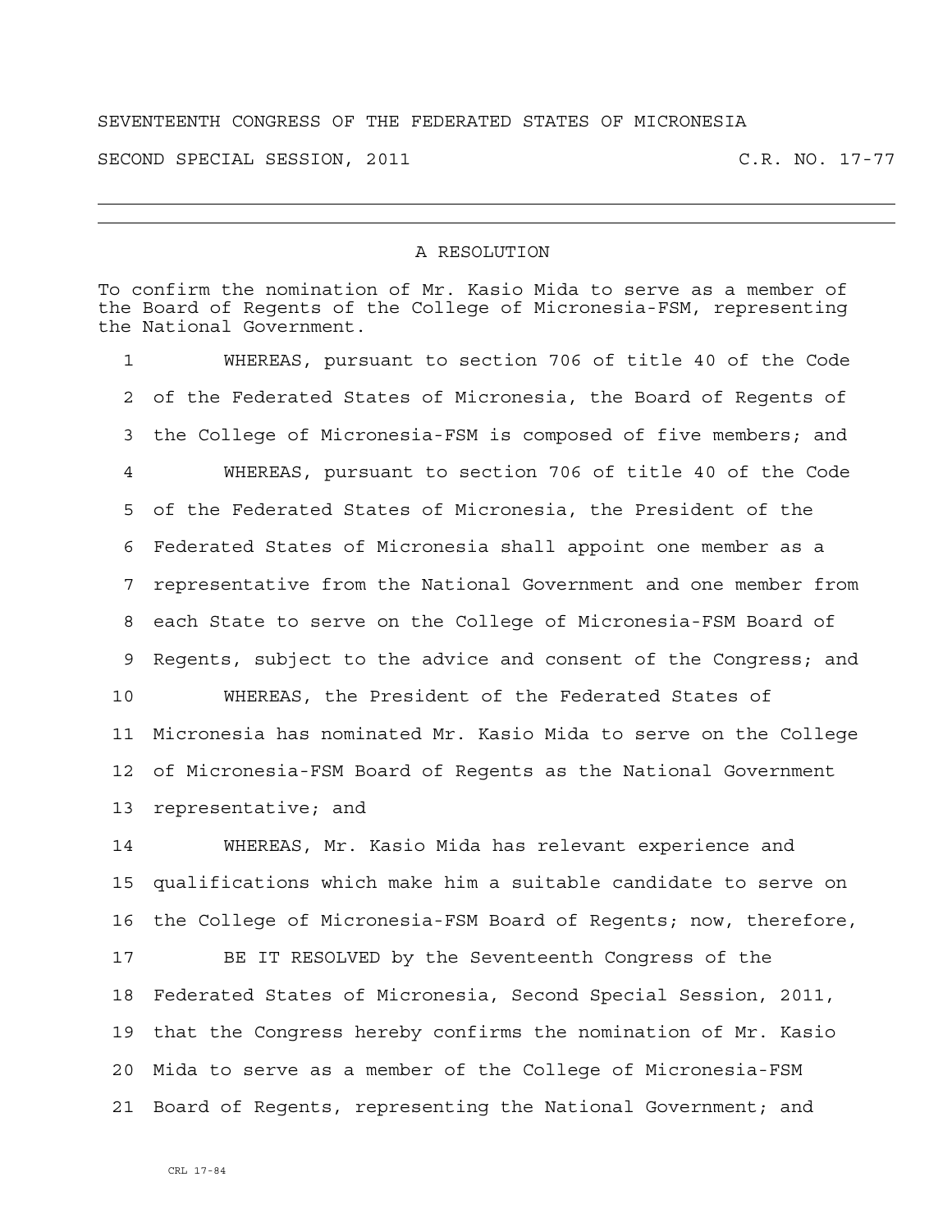SEVENTEENTH CONGRESS OF THE FEDERATED STATES OF MICRONESIA

SECOND SPECIAL SESSION, 2011 C.R. NO. 17-77

---

## A RESOLUTION

To confirm the nomination of Mr. Kasio Mida to serve as a member of the Board of Regents of the College of Micronesia-FSM, representing the National Government.

1 WHEREAS, pursuant to section 706 of title 40 of the Code
2 of the Federated States of Micronesia, the Board of Regents of
3 the College of Micronesia-FSM is composed of five members; and
4 WHEREAS, pursuant to section 706 of title 40 of the Code
5 of the Federated States of Micronesia, the President of the
6 Federated States of Micronesia shall appoint one member as a
7 representative from the National Government and one member from
8 each State to serve on the College of Micronesia-FSM Board of
9 Regents, subject to the advice and consent of the Congress; and
10 WHEREAS, the President of the Federated States of
11 Micronesia has nominated Mr. Kasio Mida to serve on the College
12 of Micronesia-FSM Board of Regents as the National Government
13 representative; and
14 WHEREAS, Mr. Kasio Mida has relevant experience and
15 qualifications which make him a suitable candidate to serve on
16 the College of Micronesia-FSM Board of Regents; now, therefore,
17 BE IT RESOLVED by the Seventeenth Congress of the
18 Federated States of Micronesia, Second Special Session, 2011,
19 that the Congress hereby confirms the nomination of Mr. Kasio
20 Mida to serve as a member of the College of Micronesia-FSM
21 Board of Regents, representing the National Government; and

CRL 17-84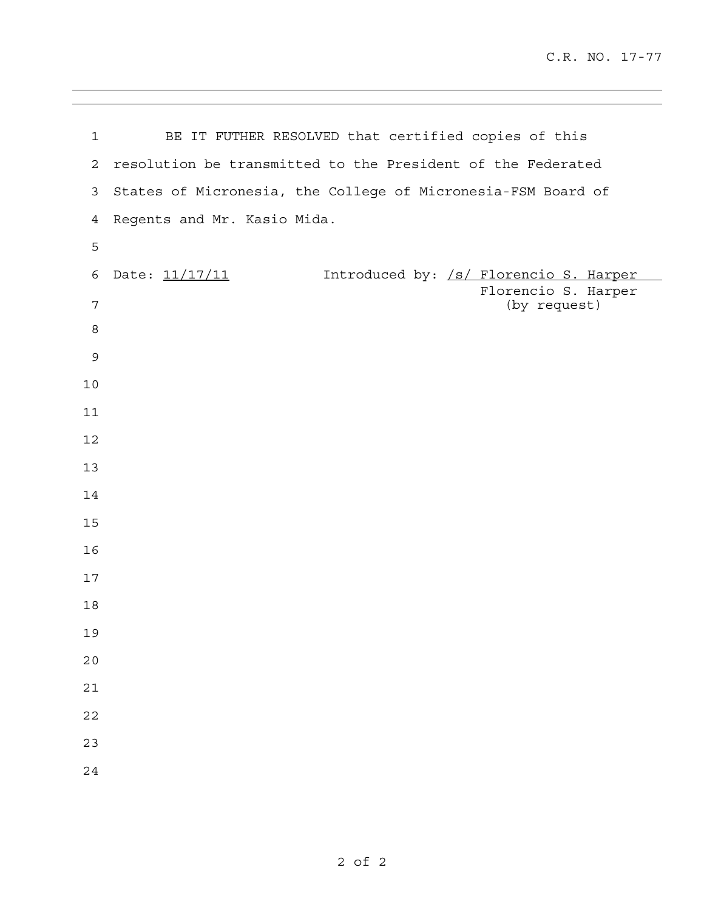BE IT FUTHER RESOLVED that certified copies of this resolution be transmitted to the President of the Federated States of Micronesia, the College of Micronesia-FSM Board of Regents and Mr. Kasio Mida.

Date: 11/17/11

Introduced by: /s/ Florencio S. Harper
Florencio S. Harper
(by request)